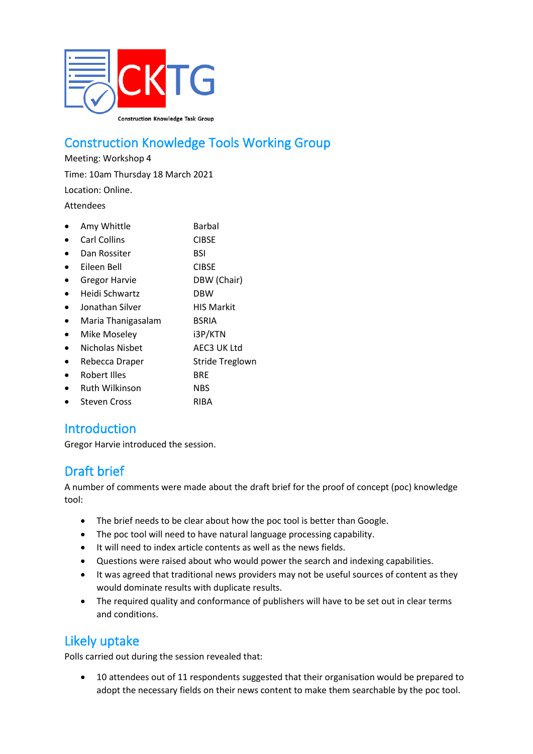CKTG

Construction Knowledge Task Group

# Construction Knowledge Tools Working Group

Meeting: Workshop 4

Time: 10am Thursday 18 March 2021

Location: Online.

Attendees

| | |
|---|---|
| Amy Whittle | Barbal |
| Carl Collins | CIBSE |
| Dan Rossiter | BSI |
| Eileen Bell | CIBSE |
| Gregor Harvie | DBW (Chair) |
| Heidi Schwartz | DBW |
| Jonathan Silver | HIS Markit |
| Maria Thanigasalam | BSRIA |
| Mike Moseley | i3P/KTN |
| Nicholas Nisbet | AEC3 UK Ltd |
| Rebecca Draper | Stride Treglown |
| Robert Illes | BRE |
| Ruth Wilkinson | NBS |
| Steven Cross | RIBA |

## Introduction

Gregor Harvie introduced the session.

## Draft brief

A number of comments were made about the draft brief for the proof of concept (poc) knowledge tool:

- The brief needs to be clear about how the poc tool is better than Google.
- The poc tool will need to have natural language processing capability.
- It will need to index article contents as well as the news fields.
- Questions were raised about who would power the search and indexing capabilities.
- It was agreed that traditional news providers may not be useful sources of content as they would dominate results with duplicate results.
- The required quality and conformance of publishers will have to be set out in clear terms and conditions.

## Likely uptake

Polls carried out during the session revealed that:

- 10 attendees out of 11 respondents suggested that their organisation would be prepared to adopt the necessary fields on their news content to make them searchable by the poc tool.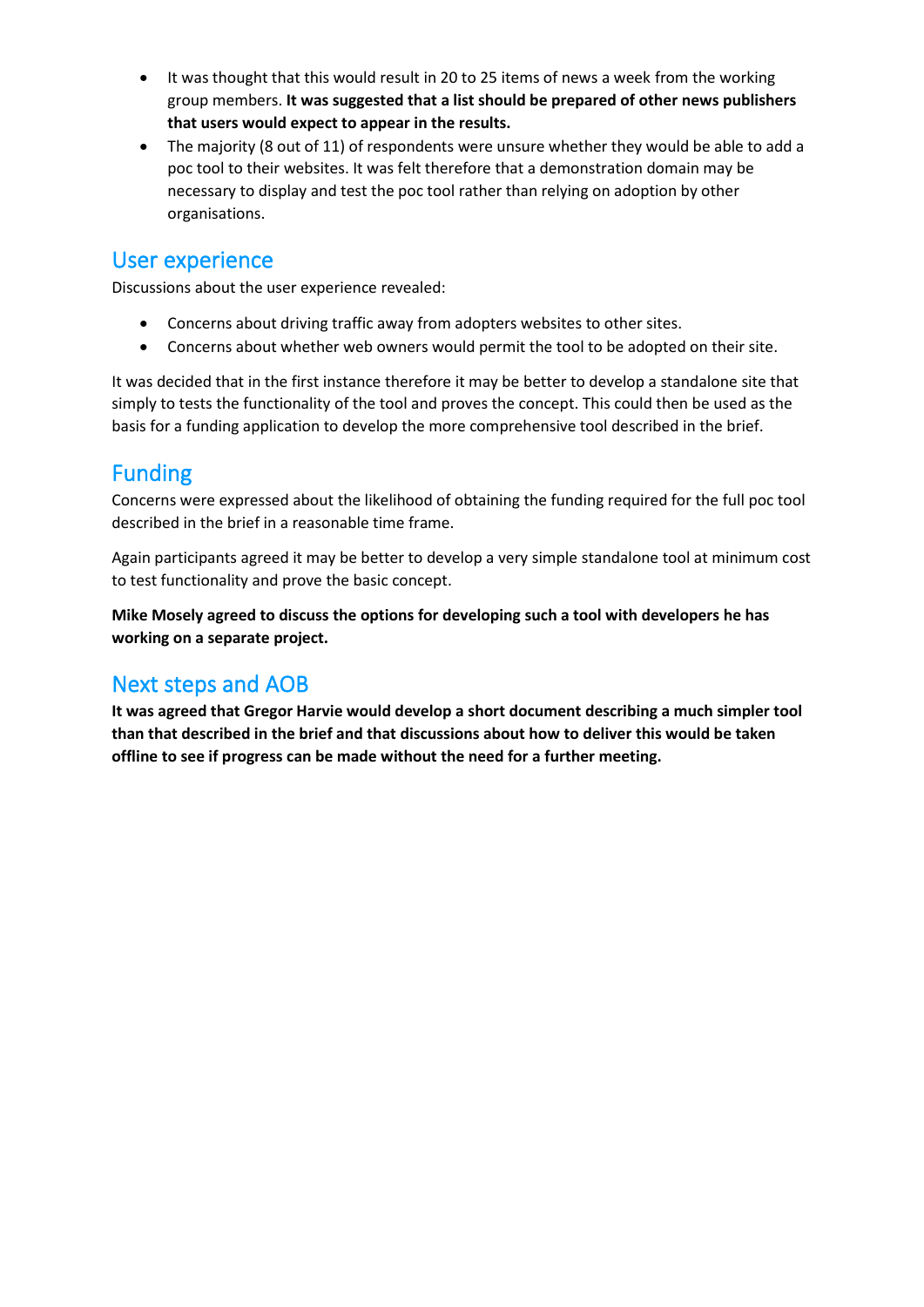- It was thought that this would result in 20 to 25 items of news a week from the working group members. **It was suggested that a list should be prepared of other news publishers that users would expect to appear in the results.**
- The majority (8 out of 11) of respondents were unsure whether they would be able to add a poc tool to their websites. It was felt therefore that a demonstration domain may be necessary to display and test the poc tool rather than relying on adoption by other organisations.

## User experience

Discussions about the user experience revealed:

- Concerns about driving traffic away from adopters websites to other sites.
- Concerns about whether web owners would permit the tool to be adopted on their site.

It was decided that in the first instance therefore it may be better to develop a standalone site that simply to tests the functionality of the tool and proves the concept. This could then be used as the basis for a funding application to develop the more comprehensive tool described in the brief.

## Funding

Concerns were expressed about the likelihood of obtaining the funding required for the full poc tool described in the brief in a reasonable time frame.

Again participants agreed it may be better to develop a very simple standalone tool at minimum cost to test functionality and prove the basic concept.

**Mike Mosely agreed to discuss the options for developing such a tool with developers he has working on a separate project.**

## Next steps and AOB

**It was agreed that Gregor Harvie would develop a short document describing a much simpler tool than that described in the brief and that discussions about how to deliver this would be taken offline to see if progress can be made without the need for a further meeting.**